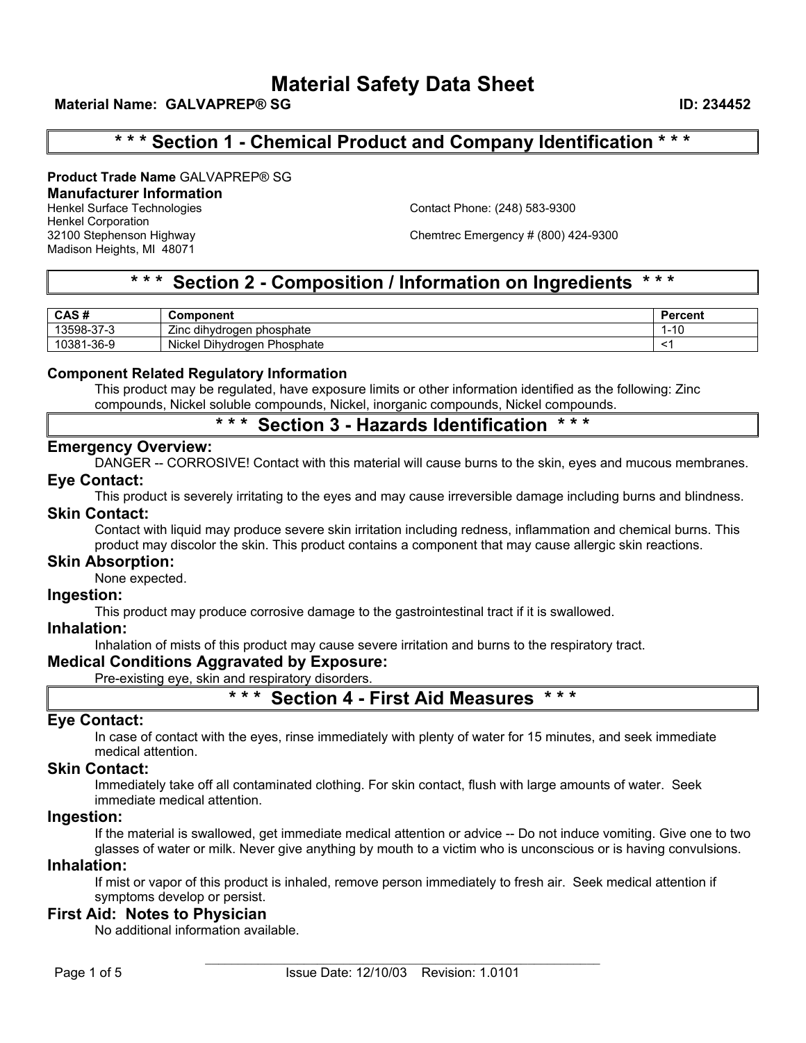# Material Safety Data Sheet

**Material Name: GALVAPREP® SG** **ID: 234452**

## * * * Section 1 - Chemical Product and Company Identification * * *

**Product Trade Name** GALVAPREP® SG

### Manufacturer Information

Henkel Surface Technologies
Henkel Corporation
32100 Stephenson Highway
Madison Heights, MI 48071

Contact Phone: (248) 583-9300

Chemtrec Emergency # (800) 424-9300

## * * * Section 2 - Composition / Information on Ingredients * * *

| CAS # | Component | Percent |
|---|---|---|
| 13598-37-3 | Zinc dihydrogen phosphate | 1-10 |
| 10381-36-9 | Nickel Dihydrogen Phosphate | <1 |

### Component Related Regulatory Information

This product may be regulated, have exposure limits or other information identified as the following: Zinc compounds, Nickel soluble compounds, Nickel, inorganic compounds, Nickel compounds.

## * * * Section 3 - Hazards Identification * * *

### Emergency Overview:

DANGER -- CORROSIVE! Contact with this material will cause burns to the skin, eyes and mucous membranes.

### Eye Contact:

This product is severely irritating to the eyes and may cause irreversible damage including burns and blindness.

### Skin Contact:

Contact with liquid may produce severe skin irritation including redness, inflammation and chemical burns. This product may discolor the skin. This product contains a component that may cause allergic skin reactions.

### Skin Absorption:

None expected.

### Ingestion:

This product may produce corrosive damage to the gastrointestinal tract if it is swallowed.

### Inhalation:

Inhalation of mists of this product may cause severe irritation and burns to the respiratory tract.

### Medical Conditions Aggravated by Exposure:

Pre-existing eye, skin and respiratory disorders.

## * * * Section 4 - First Aid Measures * * *

### Eye Contact:

In case of contact with the eyes, rinse immediately with plenty of water for 15 minutes, and seek immediate medical attention.

### Skin Contact:

Immediately take off all contaminated clothing. For skin contact, flush with large amounts of water. Seek immediate medical attention.

### Ingestion:

If the material is swallowed, get immediate medical attention or advice -- Do not induce vomiting. Give one to two glasses of water or milk. Never give anything by mouth to a victim who is unconscious or is having convulsions.

### Inhalation:

If mist or vapor of this product is inhaled, remove person immediately to fresh air. Seek medical attention if symptoms develop or persist.

### First Aid: Notes to Physician

No additional information available.

Issue Date: 12/10/03 Revision: 1.0101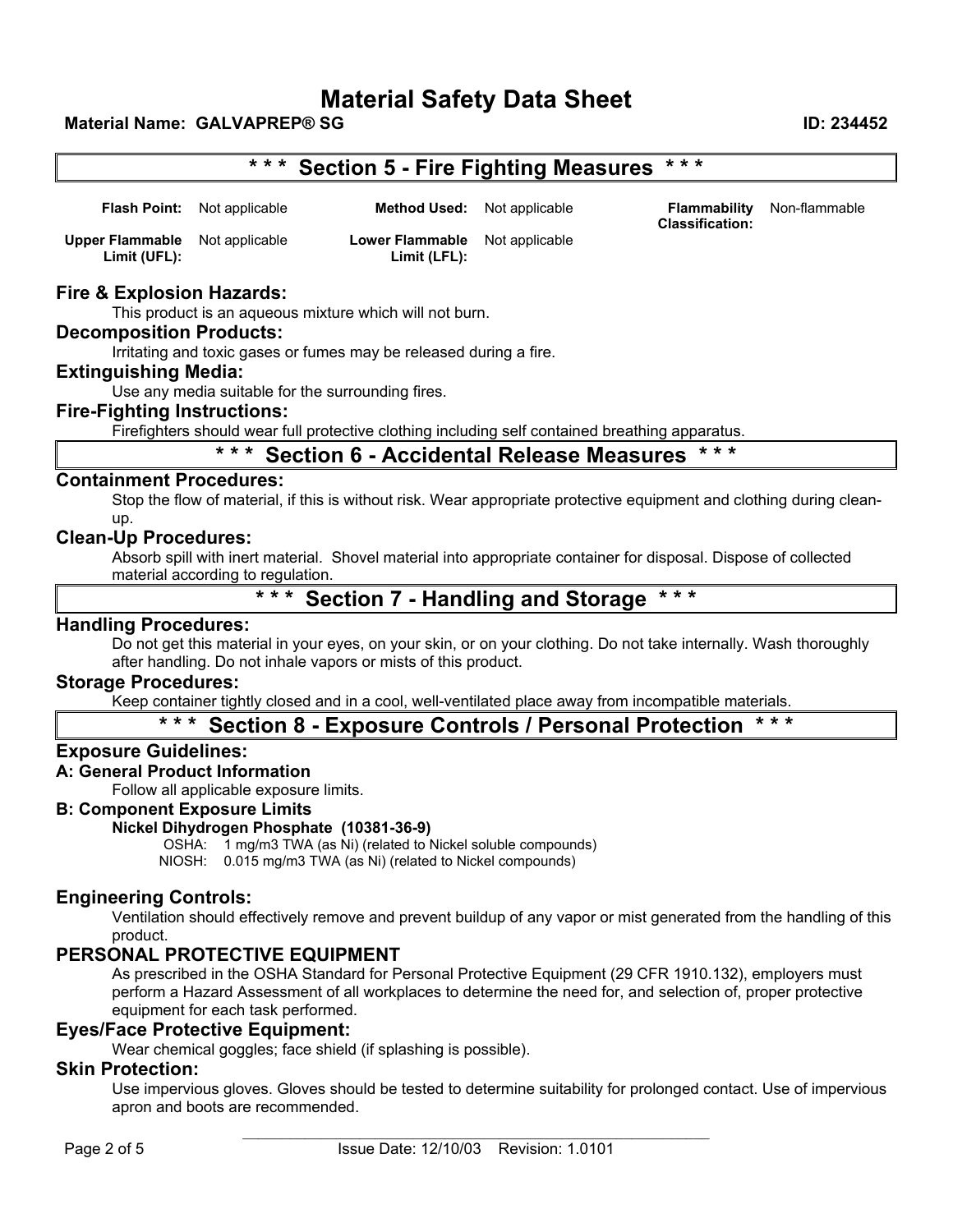# Material Safety Data Sheet

**Material Name: GALVAPREP® SG** **ID: 234452**

## * * * Section 5 - Fire Fighting Measures * * *

| | | | | | |
|---|---|---|---|---|---|
| **Flash Point:** | Not applicable | **Method Used:** | Not applicable | **Flammability Classification:** | Non-flammable |
| **Upper Flammable Limit (UFL):** | Not applicable | **Lower Flammable Limit (LFL):** | Not applicable | | |

### Fire & Explosion Hazards:

This product is an aqueous mixture which will not burn.

### Decomposition Products:

Irritating and toxic gases or fumes may be released during a fire.

### Extinguishing Media:

Use any media suitable for the surrounding fires.

### Fire-Fighting Instructions:

Firefighters should wear full protective clothing including self contained breathing apparatus.

## * * * Section 6 - Accidental Release Measures * * *

### Containment Procedures:

Stop the flow of material, if this is without risk. Wear appropriate protective equipment and clothing during clean-up.

### Clean-Up Procedures:

Absorb spill with inert material. Shovel material into appropriate container for disposal. Dispose of collected material according to regulation.

## * * * Section 7 - Handling and Storage * * *

### Handling Procedures:

Do not get this material in your eyes, on your skin, or on your clothing. Do not take internally. Wash thoroughly after handling. Do not inhale vapors or mists of this product.

### Storage Procedures:

Keep container tightly closed and in a cool, well-ventilated place away from incompatible materials.

## * * * Section 8 - Exposure Controls / Personal Protection * * *

### Exposure Guidelines:

**A: General Product Information**

Follow all applicable exposure limits.

**B: Component Exposure Limits**

**Nickel Dihydrogen Phosphate (10381-36-9)**

OSHA: 1 mg/m3 TWA (as Ni) (related to Nickel soluble compounds)
NIOSH: 0.015 mg/m3 TWA (as Ni) (related to Nickel compounds)

### Engineering Controls:

Ventilation should effectively remove and prevent buildup of any vapor or mist generated from the handling of this product.

### PERSONAL PROTECTIVE EQUIPMENT

As prescribed in the OSHA Standard for Personal Protective Equipment (29 CFR 1910.132), employers must perform a Hazard Assessment of all workplaces to determine the need for, and selection of, proper protective equipment for each task performed.

### Eyes/Face Protective Equipment:

Wear chemical goggles; face shield (if splashing is possible).

### Skin Protection:

Use impervious gloves. Gloves should be tested to determine suitability for prolonged contact. Use of impervious apron and boots are recommended.

Issue Date: 12/10/03 Revision: 1.0101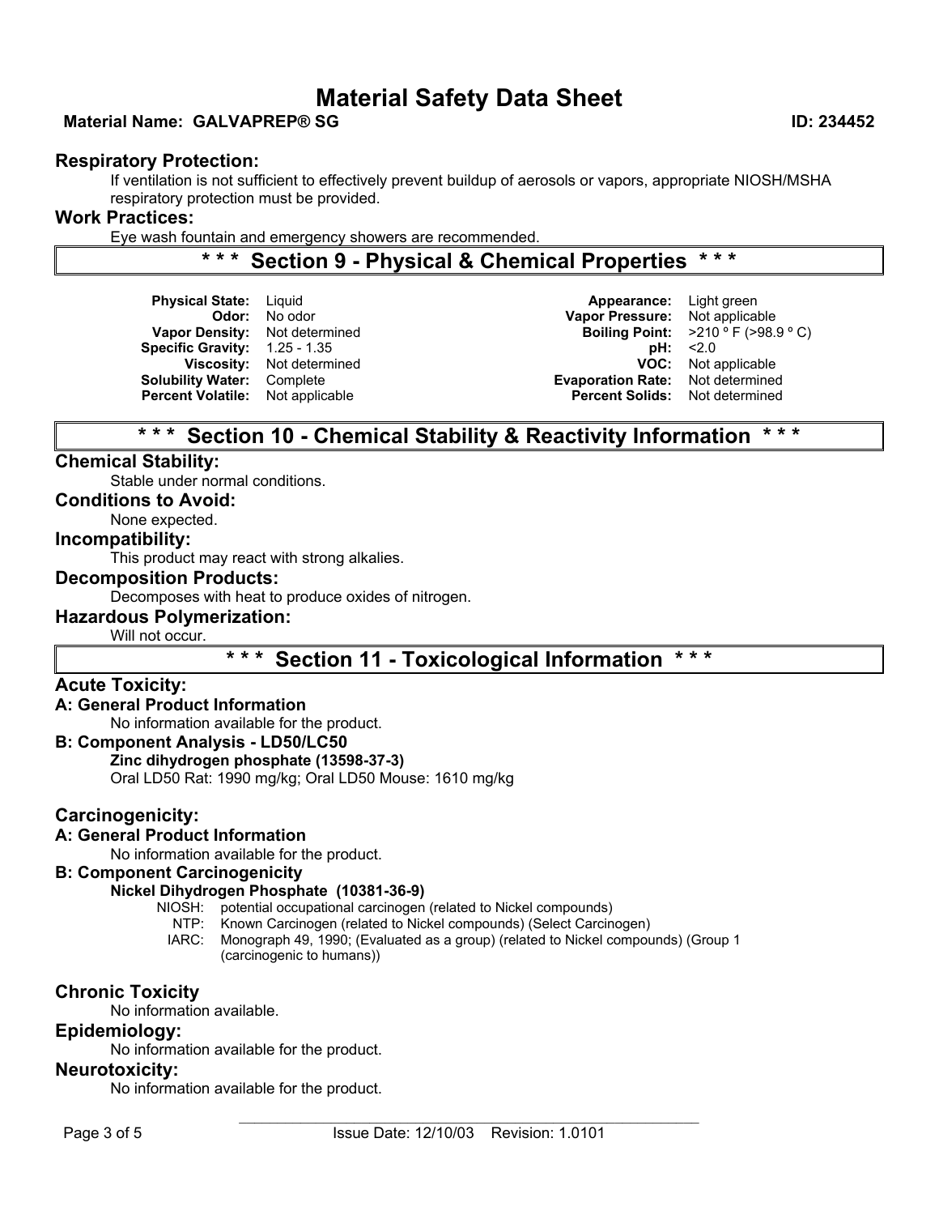## Respiratory Protection:

If ventilation is not sufficient to effectively prevent buildup of aerosols or vapors, appropriate NIOSH/MSHA respiratory protection must be provided.

## Work Practices:

Eye wash fountain and emergency showers are recommended.

# \*\*\* Section 9 - Physical & Chemical Properties \*\*\*

| | | | |
|---|---|---|---|
| **Physical State:** | Liquid | **Appearance:** | Light green |
| **Odor:** | No odor | **Vapor Pressure:** | Not applicable |
| **Vapor Density:** | Not determined | **Boiling Point:** | >210 º F (>98.9 º C) |
| **Specific Gravity:** | 1.25 - 1.35 | **pH:** | <2.0 |
| **Viscosity:** | Not determined | **VOC:** | Not applicable |
| **Solubility Water:** | Complete | **Evaporation Rate:** | Not determined |
| **Percent Volatile:** | Not applicable | **Percent Solids:** | Not determined |

# \*\*\* Section 10 - Chemical Stability & Reactivity Information \*\*\*

## Chemical Stability:

Stable under normal conditions.

## Conditions to Avoid:

None expected.

## Incompatibility:

This product may react with strong alkalies.

## Decomposition Products:

Decomposes with heat to produce oxides of nitrogen.

## Hazardous Polymerization:

Will not occur.

# \*\*\* Section 11 - Toxicological Information \*\*\*

## Acute Toxicity:

### A: General Product Information

No information available for the product.

### B: Component Analysis - LD50/LC50

**Zinc dihydrogen phosphate (13598-37-3)**

Oral LD50 Rat: 1990 mg/kg; Oral LD50 Mouse: 1610 mg/kg

## Carcinogenicity:

### A: General Product Information

No information available for the product.

### B: Component Carcinogenicity

**Nickel Dihydrogen Phosphate (10381-36-9)**

- NIOSH: potential occupational carcinogen (related to Nickel compounds)
- NTP: Known Carcinogen (related to Nickel compounds) (Select Carcinogen)
- IARC: Monograph 49, 1990; (Evaluated as a group) (related to Nickel compounds) (Group 1 (carcinogenic to humans))

## Chronic Toxicity

No information available.

## Epidemiology:

No information available for the product.

## Neurotoxicity:

No information available for the product.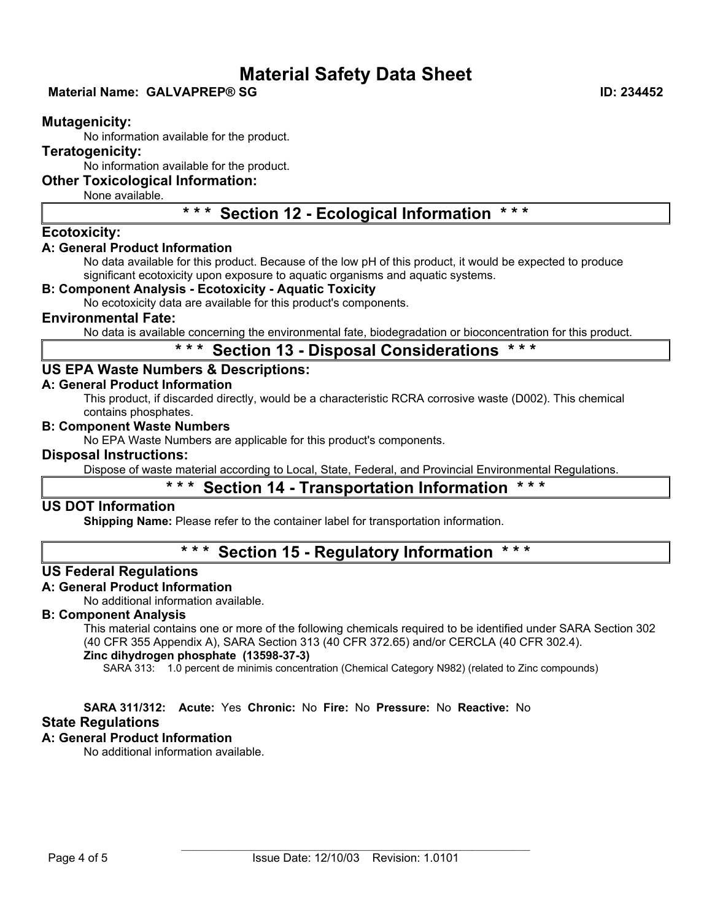**Mutagenicity:**

No information available for the product.

**Teratogenicity:**

No information available for the product.

**Other Toxicological Information:**

None available.

## * * * Section 12 - Ecological Information * * *

**Ecotoxicity:**

**A: General Product Information**

No data available for this product. Because of the low pH of this product, it would be expected to produce significant ecotoxicity upon exposure to aquatic organisms and aquatic systems.

**B: Component Analysis - Ecotoxicity - Aquatic Toxicity**

No ecotoxicity data are available for this product's components.

**Environmental Fate:**

No data is available concerning the environmental fate, biodegradation or bioconcentration for this product.

## * * * Section 13 - Disposal Considerations * * *

**US EPA Waste Numbers & Descriptions:**

**A: General Product Information**

This product, if discarded directly, would be a characteristic RCRA corrosive waste (D002). This chemical contains phosphates.

**B: Component Waste Numbers**

No EPA Waste Numbers are applicable for this product's components.

**Disposal Instructions:**

Dispose of waste material according to Local, State, Federal, and Provincial Environmental Regulations.

## * * * Section 14 - Transportation Information * * *

**US DOT Information**

**Shipping Name:** Please refer to the container label for transportation information.

## * * * Section 15 - Regulatory Information * * *

**US Federal Regulations**

**A: General Product Information**

No additional information available.

**B: Component Analysis**

This material contains one or more of the following chemicals required to be identified under SARA Section 302 (40 CFR 355 Appendix A), SARA Section 313 (40 CFR 372.65) and/or CERCLA (40 CFR 302.4).

**Zinc dihydrogen phosphate (13598-37-3)**

SARA 313: 1.0 percent de minimis concentration (Chemical Category N982) (related to Zinc compounds)

**SARA 311/312: Acute:** Yes **Chronic:** No **Fire:** No **Pressure:** No **Reactive:** No

**State Regulations**

**A: General Product Information**

No additional information available.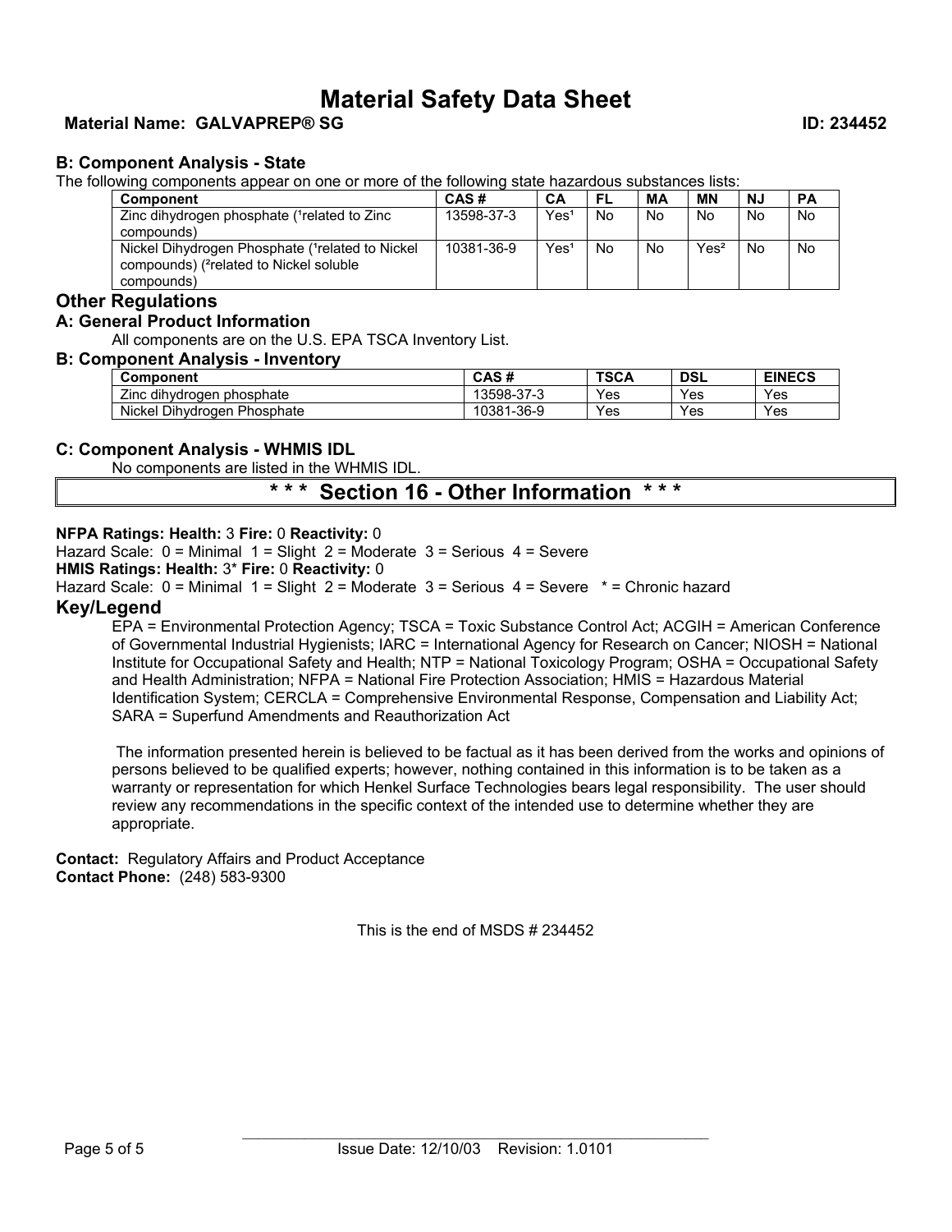# Material Safety Data Sheet

**Material Name: GALVAPREP® SG** **ID: 234452**

### B: Component Analysis - State

The following components appear on one or more of the following state hazardous substances lists:

| Component | CAS # | CA | FL | MA | MN | NJ | PA |
|---|---|---|---|---|---|---|---|
| Zinc dihydrogen phosphate ([1]related to Zinc compounds) | 13598-37-3 | Yes[1] | No | No | No | No | No |
| Nickel Dihydrogen Phosphate ([1]related to Nickel compounds) ([2]related to Nickel soluble compounds) | 10381-36-9 | Yes[1] | No | No | Yes[2] | No | No |

## Other Regulations

### A: General Product Information

All components are on the U.S. EPA TSCA Inventory List.

### B: Component Analysis - Inventory

| Component | CAS # | TSCA | DSL | EINECS |
|---|---|---|---|---|
| Zinc dihydrogen phosphate | 13598-37-3 | Yes | Yes | Yes |
| Nickel Dihydrogen Phosphate | 10381-36-9 | Yes | Yes | Yes |

### C: Component Analysis - WHMIS IDL

No components are listed in the WHMIS IDL.

## * * * Section 16 - Other Information * * *

**NFPA Ratings: Health:** 3 **Fire:** 0 **Reactivity:** 0

Hazard Scale: 0 = Minimal 1 = Slight 2 = Moderate 3 = Serious 4 = Severe

**HMIS Ratings: Health:** 3* **Fire:** 0 **Reactivity:** 0

Hazard Scale: 0 = Minimal 1 = Slight 2 = Moderate 3 = Serious 4 = Severe * = Chronic hazard

## Key/Legend

EPA = Environmental Protection Agency; TSCA = Toxic Substance Control Act; ACGIH = American Conference of Governmental Industrial Hygienists; IARC = International Agency for Research on Cancer; NIOSH = National Institute for Occupational Safety and Health; NTP = National Toxicology Program; OSHA = Occupational Safety and Health Administration; NFPA = National Fire Protection Association; HMIS = Hazardous Material Identification System; CERCLA = Comprehensive Environmental Response, Compensation and Liability Act; SARA = Superfund Amendments and Reauthorization Act

The information presented herein is believed to be factual as it has been derived from the works and opinions of persons believed to be qualified experts; however, nothing contained in this information is to be taken as a warranty or representation for which Henkel Surface Technologies bears legal responsibility. The user should review any recommendations in the specific context of the intended use to determine whether they are appropriate.

**Contact:** Regulatory Affairs and Product Acceptance
**Contact Phone:** (248) 583-9300

This is the end of MSDS # 234452

Issue Date: 12/10/03 Revision: 1.0101